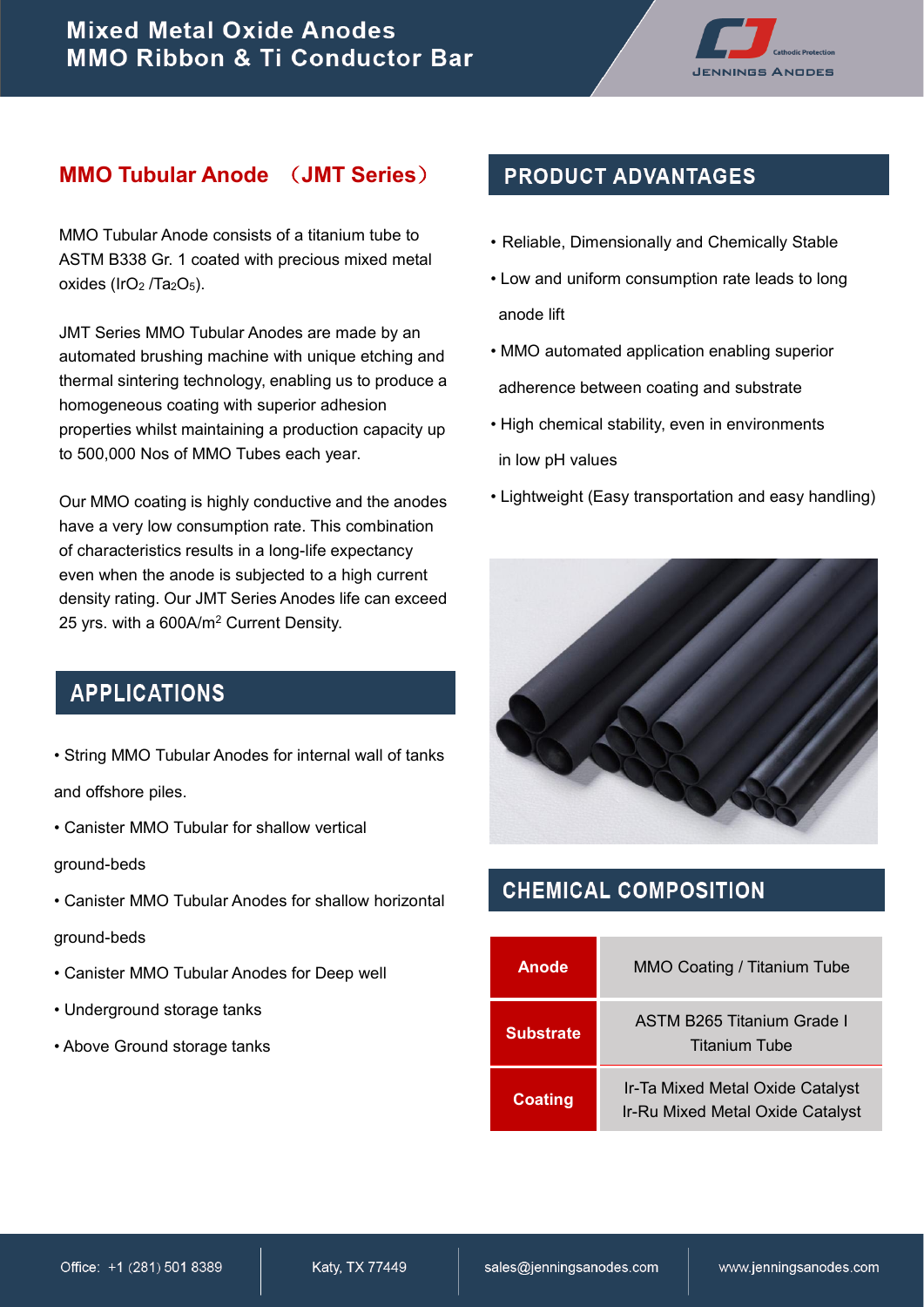# Mixed Metal Oxide Anodes
# MMO Ribbon & Ti Conductor Bar

## MMO Tubular Anode （JMT Series）

MMO Tubular Anode consists of a titanium tube to ASTM B338 Gr. 1 coated with precious mixed metal oxides ($IrO_2$ /$Ta_2O_5$).

JMT Series MMO Tubular Anodes are made by an automated brushing machine with unique etching and thermal sintering technology, enabling us to produce a homogeneous coating with superior adhesion properties whilst maintaining a production capacity up to 500,000 Nos of MMO Tubes each year.

Our MMO coating is highly conductive and the anodes have a very low consumption rate. This combination of characteristics results in a long-life expectancy even when the anode is subjected to a high current density rating. Our JMT Series Anodes life can exceed 25 yrs. with a 600A/$m^2$ Current Density.

## APPLICATIONS

- String MMO Tubular Anodes for internal wall of tanks and offshore piles.
- Canister MMO Tubular for shallow vertical ground-beds
- Canister MMO Tubular Anodes for shallow horizontal ground-beds
- Canister MMO Tubular Anodes for Deep well
- Underground storage tanks
- Above Ground storage tanks

## PRODUCT ADVANTAGES

- Reliable, Dimensionally and Chemically Stable
- Low and uniform consumption rate leads to long anode lift
- MMO automated application enabling superior adherence between coating and substrate
- High chemical stability, even in environments in low pH values
- Lightweight (Easy transportation and easy handling)

## CHEMICAL COMPOSITION

| | |
|---|---|
| **Anode** | MMO Coating / Titanium Tube |
| **Substrate** | ASTM B265 Titanium Grade I Titanium Tube |
| **Coating** | Ir-Ta Mixed Metal Oxide Catalyst<br>Ir-Ru Mixed Metal Oxide Catalyst |

Office: +1 (281) 501 8389 | Katy, TX 77449 | sales@jenningsanodes.com | www.jenningsanodes.com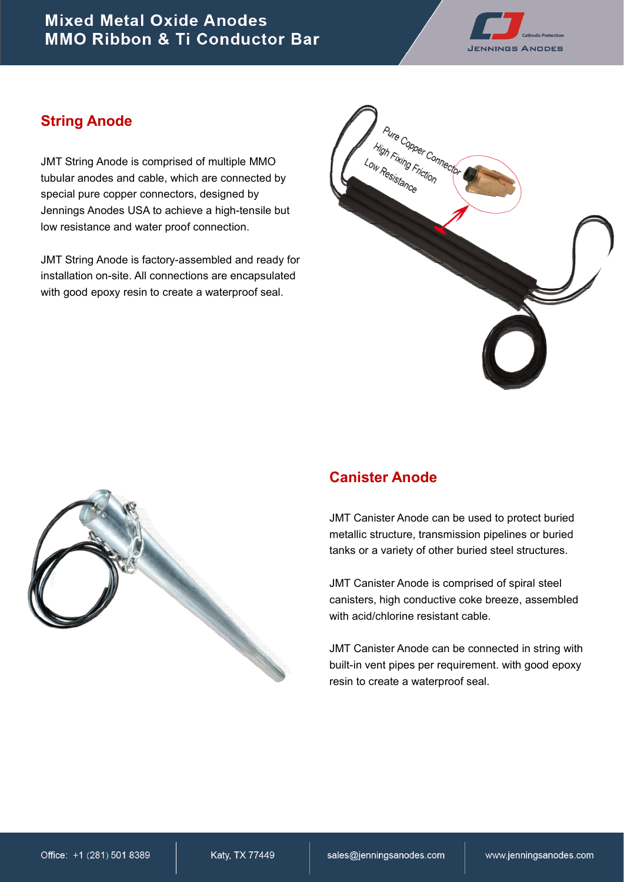## String Anode

JMT String Anode is comprised of multiple MMO tubular anodes and cable, which are connected by special pure copper connectors, designed by Jennings Anodes USA to achieve a high-tensile but low resistance and water proof connection.

JMT String Anode is factory-assembled and ready for installation on-site. All connections are encapsulated with good epoxy resin to create a waterproof seal.

Pure Copper Connector
High Fixing Friction
Low Resistance

## Canister Anode

JMT Canister Anode can be used to protect buried metallic structure, transmission pipelines or buried tanks or a variety of other buried steel structures.

JMT Canister Anode is comprised of spiral steel canisters, high conductive coke breeze, assembled with acid/chlorine resistant cable.

JMT Canister Anode can be connected in string with built-in vent pipes per requirement. with good epoxy resin to create a waterproof seal.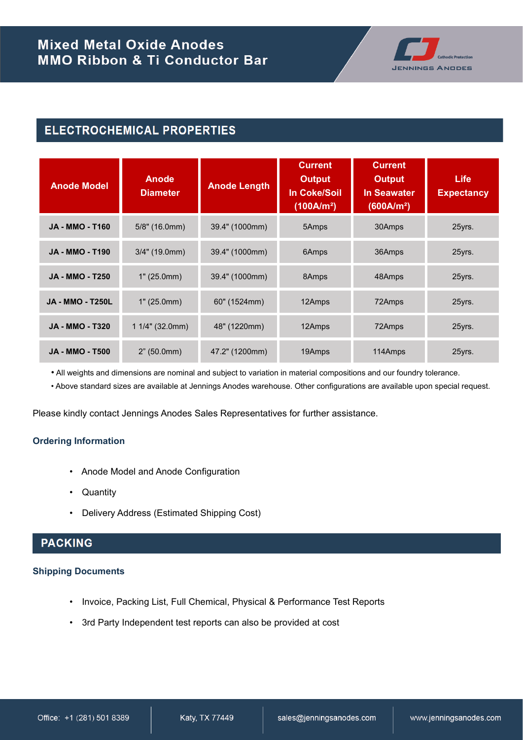# Mixed Metal Oxide Anodes
# MMO Ribbon & Ti Conductor Bar

## ELECTROCHEMICAL PROPERTIES

| Anode Model | Anode Diameter | Anode Length | Current Output In Coke/Soil ($100A/m^2$) | Current Output In Seawater ($600A/m^2$) | Life Expectancy |
|---|---|---|---|---|---|
| **JA - MMO - T160** | 5/8" (16.0mm) | 39.4" (1000mm) | 5Amps | 30Amps | 25yrs. |
| **JA - MMO - T190** | 3/4" (19.0mm) | 39.4" (1000mm) | 6Amps | 36Amps | 25yrs. |
| **JA - MMO - T250** | 1" (25.0mm) | 39.4" (1000mm) | 8Amps | 48Amps | 25yrs. |
| **JA - MMO - T250L** | 1" (25.0mm) | 60" (1524mm) | 12Amps | 72Amps | 25yrs. |
| **JA - MMO - T320** | 1 1/4" (32.0mm) | 48" (1220mm) | 12Amps | 72Amps | 25yrs. |
| **JA - MMO - T500** | 2" (50.0mm) | 47.2" (1200mm) | 19Amps | 114Amps | 25yrs. |

- All weights and dimensions are nominal and subject to variation in material compositions and our foundry tolerance.
- Above standard sizes are available at Jennings Anodes warehouse. Other configurations are available upon special request.

Please kindly contact Jennings Anodes Sales Representatives for further assistance.

### Ordering Information

- Anode Model and Anode Configuration
- Quantity
- Delivery Address (Estimated Shipping Cost)

## PACKING

### Shipping Documents

- Invoice, Packing List, Full Chemical, Physical & Performance Test Reports
- 3rd Party Independent test reports can also be provided at cost

Office: +1 (281) 501 8389 | Katy, TX 77449 | sales@jenningsanodes.com | www.jenningsanodes.com